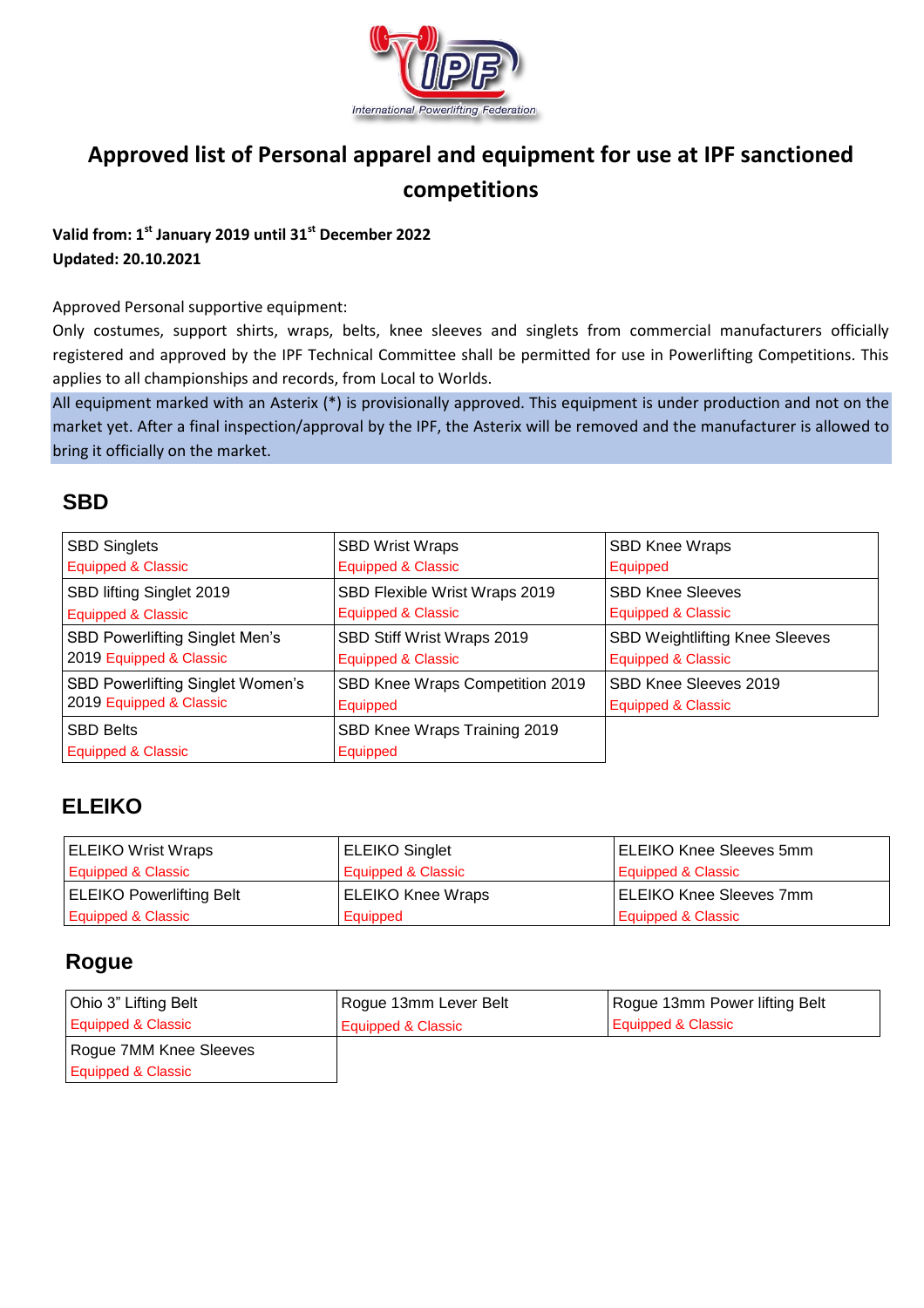# Approved list of Personal apparel and equipment for use at IPF sanctioned competitions

**Valid from: 1st January 2019 until 31st December 2022**
**Updated: 20.10.2021**

Approved Personal supportive equipment:

Only costumes, support shirts, wraps, belts, knee sleeves and singlets from commercial manufacturers officially registered and approved by the IPF Technical Committee shall be permitted for use in Powerlifting Competitions. This applies to all championships and records, from Local to Worlds.

All equipment marked with an Asterix (*) is provisionally approved. This equipment is under production and not on the market yet. After a final inspection/approval by the IPF, the Asterix will be removed and the manufacturer is allowed to bring it officially on the market.

## SBD

| | | |
|---|---|---|
| SBD Singlets<br>Equipped & Classic | SBD Wrist Wraps<br>Equipped & Classic | SBD Knee Wraps<br>Equipped |
| SBD lifting Singlet 2019<br>Equipped & Classic | SBD Flexible Wrist Wraps 2019<br>Equipped & Classic | SBD Knee Sleeves<br>Equipped & Classic |
| SBD Powerlifting Singlet Men's 2019 Equipped & Classic | SBD Stiff Wrist Wraps 2019<br>Equipped & Classic | SBD Weightlifting Knee Sleeves<br>Equipped & Classic |
| SBD Powerlifting Singlet Women's 2019 Equipped & Classic | SBD Knee Wraps Competition 2019<br>Equipped | SBD Knee Sleeves 2019<br>Equipped & Classic |
| SBD Belts<br>Equipped & Classic | SBD Knee Wraps Training 2019<br>Equipped | |

## ELEIKO

| | | |
|---|---|---|
| ELEIKO Wrist Wraps<br>Equipped & Classic | ELEIKO Singlet<br>Equipped & Classic | ELEIKO Knee Sleeves 5mm<br>Equipped & Classic |
| ELEIKO Powerlifting Belt<br>Equipped & Classic | ELEIKO Knee Wraps<br>Equipped | ELEIKO Knee Sleeves 7mm<br>Equipped & Classic |

## Rogue

| | | |
|---|---|---|
| Ohio 3" Lifting Belt<br>Equipped & Classic | Rogue 13mm Lever Belt<br>Equipped & Classic | Rogue 13mm Power lifting Belt<br>Equipped & Classic |
| Rogue 7MM Knee Sleeves<br>Equipped & Classic | | |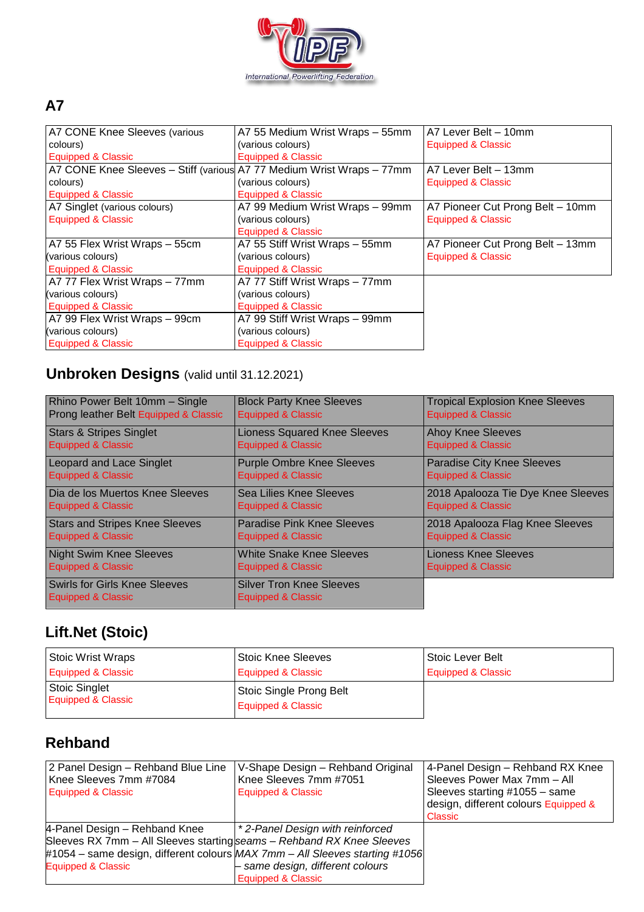## A7

| | | |
|---|---|---|
| A7 CONE Knee Sleeves (various colours) Equipped & Classic | A7 55 Medium Wrist Wraps – 55mm (various colours) Equipped & Classic | A7 Lever Belt – 10mm Equipped & Classic |
| A7 CONE Knee Sleeves – Stiff (various colours) Equipped & Classic | A7 77 Medium Wrist Wraps – 77mm (various colours) Equipped & Classic | A7 Lever Belt – 13mm Equipped & Classic |
| A7 Singlet (various colours) Equipped & Classic | A7 99 Medium Wrist Wraps – 99mm (various colours) Equipped & Classic | A7 Pioneer Cut Prong Belt – 10mm Equipped & Classic |
| A7 55 Flex Wrist Wraps – 55cm (various colours) Equipped & Classic | A7 55 Stiff Wrist Wraps – 55mm (various colours) Equipped & Classic | A7 Pioneer Cut Prong Belt – 13mm Equipped & Classic |
| A7 77 Flex Wrist Wraps – 77mm (various colours) Equipped & Classic | A7 77 Stiff Wrist Wraps – 77mm (various colours) Equipped & Classic | |
| A7 99 Flex Wrist Wraps – 99cm (various colours) Equipped & Classic | A7 99 Stiff Wrist Wraps – 99mm (various colours) Equipped & Classic | |

## Unbroken Designs (valid until 31.12.2021)

| | | |
|---|---|---|
| Rhino Power Belt 10mm – Single Prong leather Belt Equipped & Classic | Block Party Knee Sleeves Equipped & Classic | Tropical Explosion Knee Sleeves Equipped & Classic |
| Stars & Stripes Singlet Equipped & Classic | Lioness Squared Knee Sleeves Equipped & Classic | Ahoy Knee Sleeves Equipped & Classic |
| Leopard and Lace Singlet Equipped & Classic | Purple Ombre Knee Sleeves Equipped & Classic | Paradise City Knee Sleeves Equipped & Classic |
| Dia de los Muertos Knee Sleeves Equipped & Classic | Sea Lilies Knee Sleeves Equipped & Classic | 2018 Apalooza Tie Dye Knee Sleeves Equipped & Classic |
| Stars and Stripes Knee Sleeves Equipped & Classic | Paradise Pink Knee Sleeves Equipped & Classic | 2018 Apalooza Flag Knee Sleeves Equipped & Classic |
| Night Swim Knee Sleeves Equipped & Classic | White Snake Knee Sleeves Equipped & Classic | Lioness Knee Sleeves Equipped & Classic |
| Swirls for Girls Knee Sleeves Equipped & Classic | Silver Tron Knee Sleeves Equipped & Classic | |

## Lift.Net (Stoic)

| | | |
|---|---|---|
| Stoic Wrist Wraps Equipped & Classic | Stoic Knee Sleeves Equipped & Classic | Stoic Lever Belt Equipped & Classic |
| Stoic Singlet Equipped & Classic | Stoic Single Prong Belt Equipped & Classic | |

## Rehband

| | | |
|---|---|---|
| 2 Panel Design – Rehband Blue Line Knee Sleeves 7mm #7084 Equipped & Classic | V-Shape Design – Rehband Original Knee Sleeves 7mm #7051 Equipped & Classic | 4-Panel Design – Rehband RX Knee Sleeves Power Max 7mm – All Sleeves starting #1055 – same design, different colours Equipped & Classic |
| 4-Panel Design – Rehband Knee Sleeves RX 7mm – All Sleeves starting #1054 – same design, different colours Equipped & Classic | *\* 2-Panel Design with reinforced seams – Rehband RX Knee Sleeves MAX 7mm – All Sleeves starting #1056 – same design, different colours* Equipped & Classic | |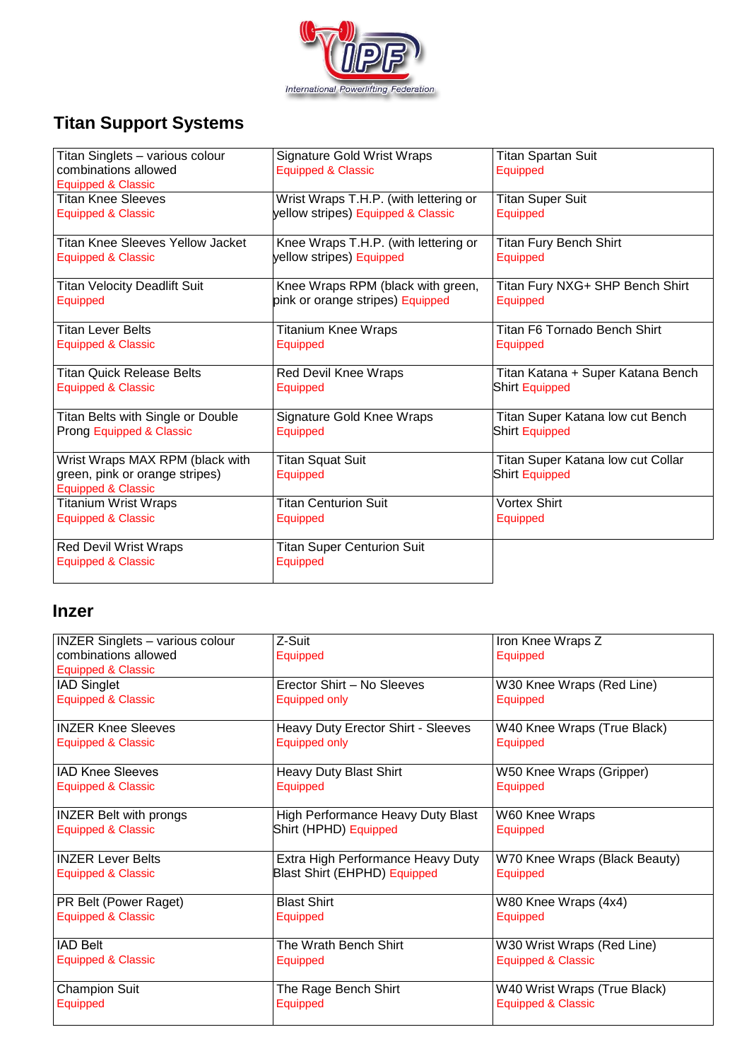## Titan Support Systems

| | | |
|---|---|---|
| Titan Singlets – various colour combinations allowed Equipped & Classic | Signature Gold Wrist Wraps Equipped & Classic | Titan Spartan Suit Equipped |
| Titan Knee Sleeves Equipped & Classic | Wrist Wraps T.H.P. (with lettering or yellow stripes) Equipped & Classic | Titan Super Suit Equipped |
| Titan Knee Sleeves Yellow Jacket Equipped & Classic | Knee Wraps T.H.P. (with lettering or yellow stripes) Equipped | Titan Fury Bench Shirt Equipped |
| Titan Velocity Deadlift Suit Equipped | Knee Wraps RPM (black with green, pink or orange stripes) Equipped | Titan Fury NXG+ SHP Bench Shirt Equipped |
| Titan Lever Belts Equipped & Classic | Titanium Knee Wraps Equipped | Titan F6 Tornado Bench Shirt Equipped |
| Titan Quick Release Belts Equipped & Classic | Red Devil Knee Wraps Equipped | Titan Katana + Super Katana Bench Shirt Equipped |
| Titan Belts with Single or Double Prong Equipped & Classic | Signature Gold Knee Wraps Equipped | Titan Super Katana low cut Bench Shirt Equipped |
| Wrist Wraps MAX RPM (black with green, pink or orange stripes) Equipped & Classic | Titan Squat Suit Equipped | Titan Super Katana low cut Collar Shirt Equipped |
| Titanium Wrist Wraps Equipped & Classic | Titan Centurion Suit Equipped | Vortex Shirt Equipped |
| Red Devil Wrist Wraps Equipped & Classic | Titan Super Centurion Suit Equipped | |

## Inzer

| | | |
|---|---|---|
| INZER Singlets – various colour combinations allowed Equipped & Classic | Z-Suit Equipped | Iron Knee Wraps Z Equipped |
| IAD Singlet Equipped & Classic | Erector Shirt – No Sleeves Equipped only | W30 Knee Wraps (Red Line) Equipped |
| INZER Knee Sleeves Equipped & Classic | Heavy Duty Erector Shirt - Sleeves Equipped only | W40 Knee Wraps (True Black) Equipped |
| IAD Knee Sleeves Equipped & Classic | Heavy Duty Blast Shirt Equipped | W50 Knee Wraps (Gripper) Equipped |
| INZER Belt with prongs Equipped & Classic | High Performance Heavy Duty Blast Shirt (HPHD) Equipped | W60 Knee Wraps Equipped |
| INZER Lever Belts Equipped & Classic | Extra High Performance Heavy Duty Blast Shirt (EHPHD) Equipped | W70 Knee Wraps (Black Beauty) Equipped |
| PR Belt (Power Raget) Equipped & Classic | Blast Shirt Equipped | W80 Knee Wraps (4x4) Equipped |
| IAD Belt Equipped & Classic | The Wrath Bench Shirt Equipped | W30 Wrist Wraps (Red Line) Equipped & Classic |
| Champion Suit Equipped | The Rage Bench Shirt Equipped | W40 Wrist Wraps (True Black) Equipped & Classic |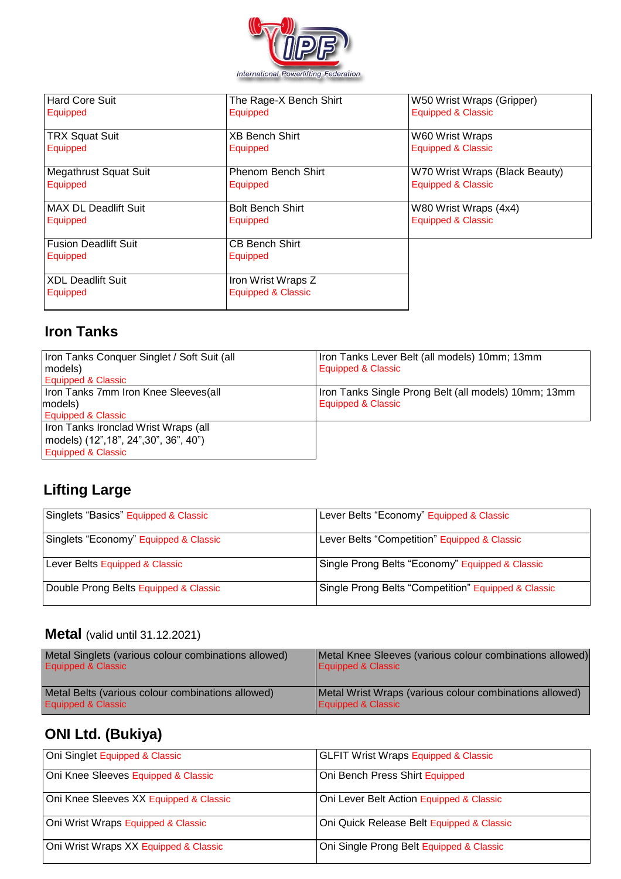| Hard Core Suit<br>Equipped | The Rage-X Bench Shirt<br>Equipped | W50 Wrist Wraps (Gripper)<br>Equipped & Classic |
|---|---|---|
| TRX Squat Suit<br>Equipped | XB Bench Shirt<br>Equipped | W60 Wrist Wraps<br>Equipped & Classic |
| Megathrust Squat Suit<br>Equipped | Phenom Bench Shirt<br>Equipped | W70 Wrist Wraps (Black Beauty)<br>Equipped & Classic |
| MAX DL Deadlift Suit<br>Equipped | Bolt Bench Shirt<br>Equipped | W80 Wrist Wraps (4x4)<br>Equipped & Classic |
| Fusion Deadlift Suit<br>Equipped | CB Bench Shirt<br>Equipped | |
| XDL Deadlift Suit<br>Equipped | Iron Wrist Wraps Z<br>Equipped & Classic | |

## Iron Tanks

| Iron Tanks Conquer Singlet / Soft Suit (all models)<br>Equipped & Classic | Iron Tanks Lever Belt (all models) 10mm; 13mm<br>Equipped & Classic |
|---|---|
| Iron Tanks 7mm Iron Knee Sleeves(all models)<br>Equipped & Classic | Iron Tanks Single Prong Belt (all models) 10mm; 13mm<br>Equipped & Classic |
| Iron Tanks Ironclad Wrist Wraps (all models) (12",18", 24",30", 36", 40")<br>Equipped & Classic | |

## Lifting Large

| Singlets "Basics" Equipped & Classic | Lever Belts "Economy" Equipped & Classic |
|---|---|
| Singlets "Economy" Equipped & Classic | Lever Belts "Competition" Equipped & Classic |
| Lever Belts Equipped & Classic | Single Prong Belts "Economy" Equipped & Classic |
| Double Prong Belts Equipped & Classic | Single Prong Belts "Competition" Equipped & Classic |

## Metal (valid until 31.12.2021)

| Metal Singlets (various colour combinations allowed)<br>Equipped & Classic | Metal Knee Sleeves (various colour combinations allowed)<br>Equipped & Classic |
|---|---|
| Metal Belts (various colour combinations allowed)<br>Equipped & Classic | Metal Wrist Wraps (various colour combinations allowed)<br>Equipped & Classic |

## ONI Ltd. (Bukiya)

| Oni Singlet Equipped & Classic | GLFIT Wrist Wraps Equipped & Classic |
|---|---|
| Oni Knee Sleeves Equipped & Classic | Oni Bench Press Shirt Equipped |
| Oni Knee Sleeves XX Equipped & Classic | Oni Lever Belt Action Equipped & Classic |
| Oni Wrist Wraps Equipped & Classic | Oni Quick Release Belt Equipped & Classic |
| Oni Wrist Wraps XX Equipped & Classic | Oni Single Prong Belt Equipped & Classic |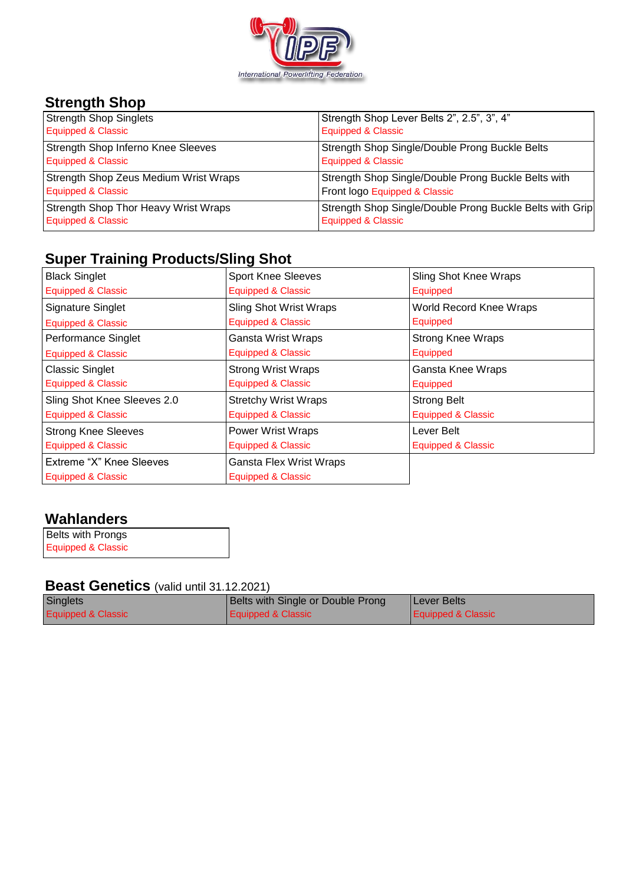## Strength Shop

| | |
|---|---|
| Strength Shop Singlets<br>Equipped & Classic | Strength Shop Lever Belts 2", 2.5", 3", 4"<br>Equipped & Classic |
| Strength Shop Inferno Knee Sleeves<br>Equipped & Classic | Strength Shop Single/Double Prong Buckle Belts<br>Equipped & Classic |
| Strength Shop Zeus Medium Wrist Wraps<br>Equipped & Classic | Strength Shop Single/Double Prong Buckle Belts with Front logo Equipped & Classic |
| Strength Shop Thor Heavy Wrist Wraps<br>Equipped & Classic | Strength Shop Single/Double Prong Buckle Belts with Grip<br>Equipped & Classic |

## Super Training Products/Sling Shot

| | | |
|---|---|---|
| Black Singlet<br>Equipped & Classic | Sport Knee Sleeves<br>Equipped & Classic | Sling Shot Knee Wraps<br>Equipped |
| Signature Singlet<br>Equipped & Classic | Sling Shot Wrist Wraps<br>Equipped & Classic | World Record Knee Wraps<br>Equipped |
| Performance Singlet<br>Equipped & Classic | Gansta Wrist Wraps<br>Equipped & Classic | Strong Knee Wraps<br>Equipped |
| Classic Singlet<br>Equipped & Classic | Strong Wrist Wraps<br>Equipped & Classic | Gansta Knee Wraps<br>Equipped |
| Sling Shot Knee Sleeves 2.0<br>Equipped & Classic | Stretchy Wrist Wraps<br>Equipped & Classic | Strong Belt<br>Equipped & Classic |
| Strong Knee Sleeves<br>Equipped & Classic | Power Wrist Wraps<br>Equipped & Classic | Lever Belt<br>Equipped & Classic |
| Extreme "X" Knee Sleeves<br>Equipped & Classic | Gansta Flex Wrist Wraps<br>Equipped & Classic | |

## Wahlanders

| |
|---|
| Belts with Prongs<br>Equipped & Classic |

## Beast Genetics (valid until 31.12.2021)

| | | |
|---|---|---|
| Singlets<br>Equipped & Classic | Belts with Single or Double Prong<br>Equipped & Classic | Lever Belts<br>Equipped & Classic |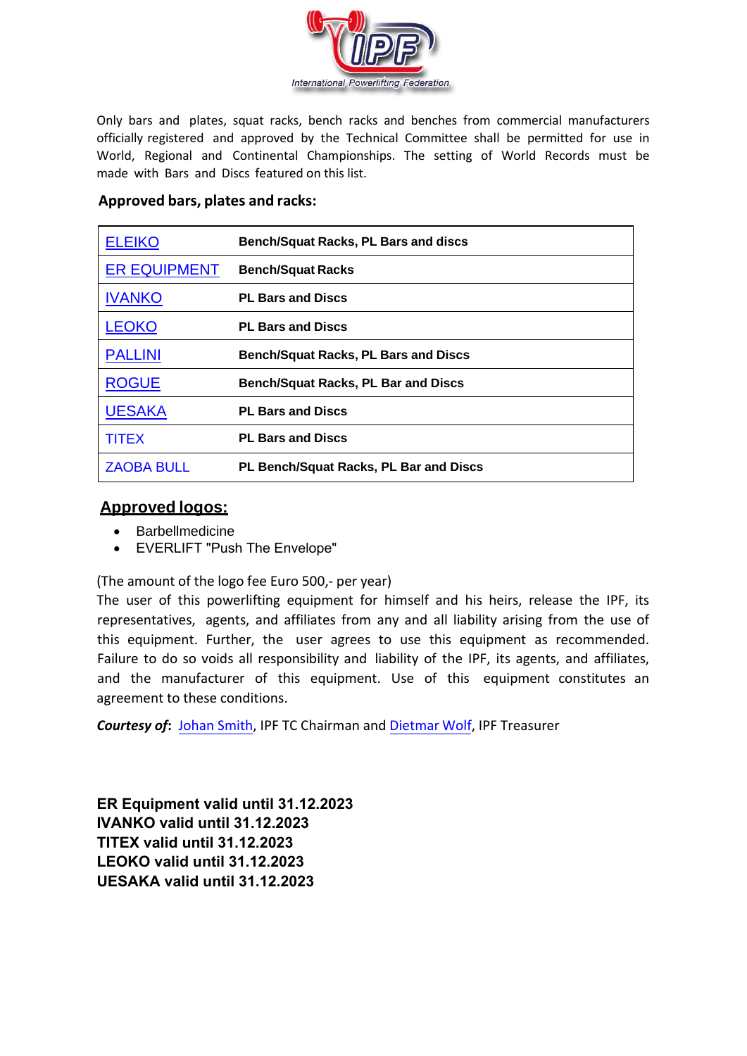Only bars and plates, squat racks, bench racks and benches from commercial manufacturers officially registered and approved by the Technical Committee shall be permitted for use in World, Regional and Continental Championships. The setting of World Records must be made with Bars and Discs featured on this list.

### Approved bars, plates and racks:

| | |
|---|---|
| ELEIKO | **Bench/Squat Racks, PL Bars and discs** |
| ER EQUIPMENT | **Bench/Squat Racks** |
| IVANKO | **PL Bars and Discs** |
| LEOKO | **PL Bars and Discs** |
| PALLINI | **Bench/Squat Racks, PL Bars and Discs** |
| ROGUE | **Bench/Squat Racks, PL Bar and Discs** |
| UESAKA | **PL Bars and Discs** |
| TITEX | **PL Bars and Discs** |
| ZAOBA BULL | **PL Bench/Squat Racks, PL Bar and Discs** |

### Approved logos:

- Barbellmedicine
- EVERLIFT "Push The Envelope"

(The amount of the logo fee Euro 500,- per year)

The user of this powerlifting equipment for himself and his heirs, release the IPF, its representatives, agents, and affiliates from any and all liability arising from the use of this equipment. Further, the user agrees to use this equipment as recommended. Failure to do so voids all responsibility and liability of the IPF, its agents, and affiliates, and the manufacturer of this equipment. Use of this equipment constitutes an agreement to these conditions.

***Courtesy of*:** Johan Smith, IPF TC Chairman and Dietmar Wolf, IPF Treasurer

**ER Equipment valid until 31.12.2023**
**IVANKO valid until 31.12.2023**
**TITEX valid until 31.12.2023**
**LEOKO valid until 31.12.2023**
**UESAKA valid until 31.12.2023**